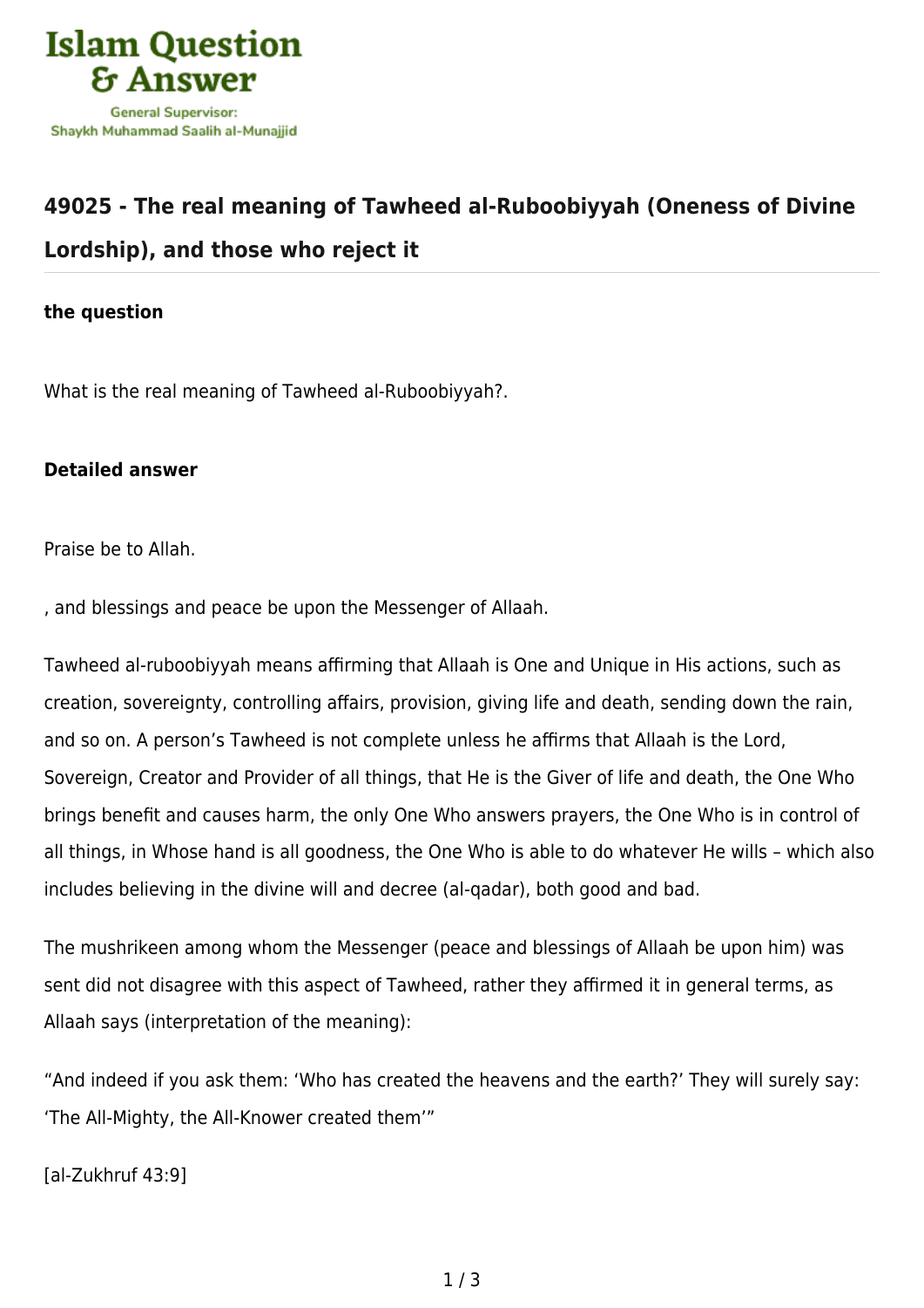# 49025 - The real meaning of Tawheed al-Ruboobiyyah (Oneness of Divine Lordship), and those who reject it

**the question**

What is the real meaning of Tawheed al-Ruboobiyyah?.

**Detailed answer**

Praise be to Allah.

, and blessings and peace be upon the Messenger of Allaah.

Tawheed al-ruboobiyyah means affirming that Allaah is One and Unique in His actions, such as creation, sovereignty, controlling affairs, provision, giving life and death, sending down the rain, and so on. A person's Tawheed is not complete unless he affirms that Allaah is the Lord, Sovereign, Creator and Provider of all things, that He is the Giver of life and death, the One Who brings benefit and causes harm, the only One Who answers prayers, the One Who is in control of all things, in Whose hand is all goodness, the One Who is able to do whatever He wills – which also includes believing in the divine will and decree (al-qadar), both good and bad.

The mushrikeen among whom the Messenger (peace and blessings of Allaah be upon him) was sent did not disagree with this aspect of Tawheed, rather they affirmed it in general terms, as Allaah says (interpretation of the meaning):

"And indeed if you ask them: 'Who has created the heavens and the earth?' They will surely say: 'The All-Mighty, the All-Knower created them'"

[al-Zukhruf 43:9]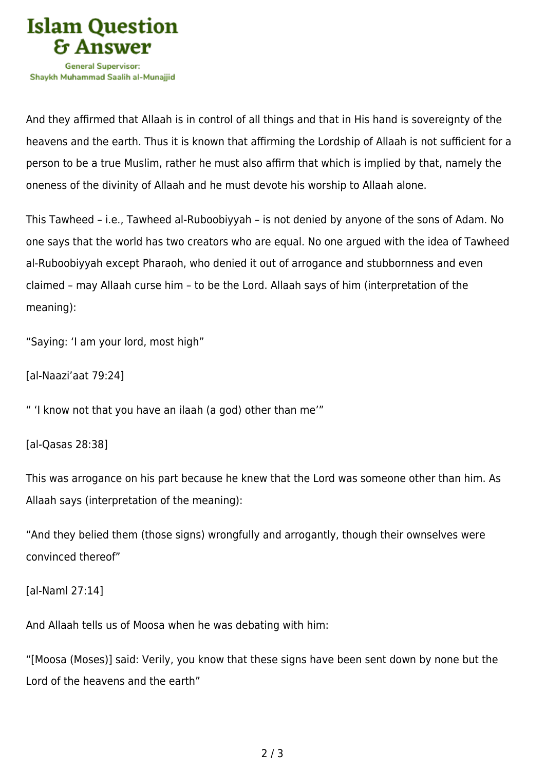And they affirmed that Allaah is in control of all things and that in His hand is sovereignty of the heavens and the earth. Thus it is known that affirming the Lordship of Allaah is not sufficient for a person to be a true Muslim, rather he must also affirm that which is implied by that, namely the oneness of the divinity of Allaah and he must devote his worship to Allaah alone.

This Tawheed – i.e., Tawheed al-Ruboobiyyah – is not denied by anyone of the sons of Adam. No one says that the world has two creators who are equal. No one argued with the idea of Tawheed al-Ruboobiyyah except Pharaoh, who denied it out of arrogance and stubbornness and even claimed – may Allaah curse him – to be the Lord. Allaah says of him (interpretation of the meaning):

"Saying: 'I am your lord, most high"

[al-Naazi'aat 79:24]

" 'I know not that you have an ilaah (a god) other than me'"

[al-Qasas 28:38]

This was arrogance on his part because he knew that the Lord was someone other than him. As Allaah says (interpretation of the meaning):

"And they belied them (those signs) wrongfully and arrogantly, though their ownselves were convinced thereof"

[al-Naml 27:14]

And Allaah tells us of Moosa when he was debating with him:

"[Moosa (Moses)] said: Verily, you know that these signs have been sent down by none but the Lord of the heavens and the earth"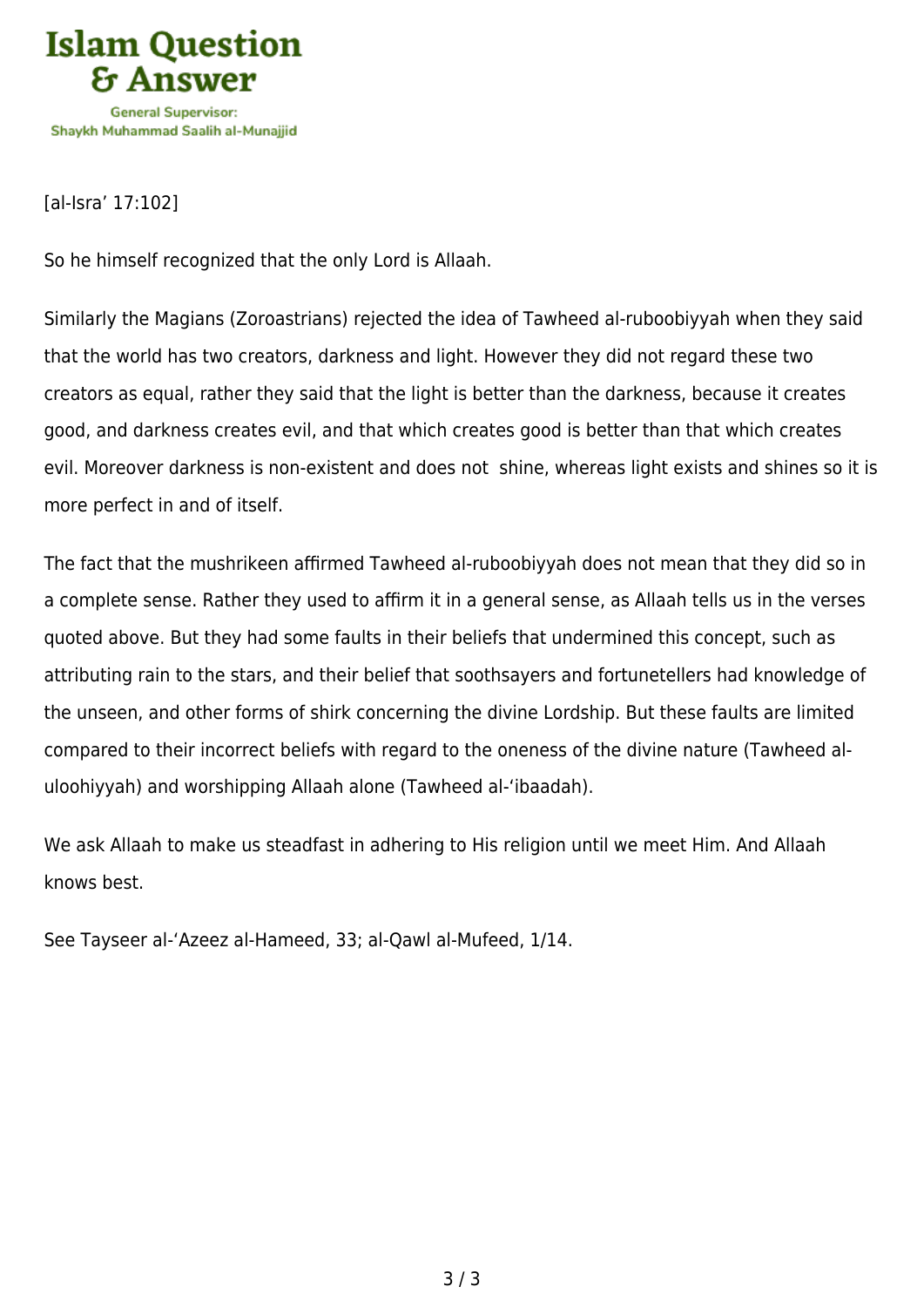[al-Isra' 17:102]

So he himself recognized that the only Lord is Allaah.

Similarly the Magians (Zoroastrians) rejected the idea of Tawheed al-ruboobiyyah when they said that the world has two creators, darkness and light. However they did not regard these two creators as equal, rather they said that the light is better than the darkness, because it creates good, and darkness creates evil, and that which creates good is better than that which creates evil. Moreover darkness is non-existent and does not shine, whereas light exists and shines so it is more perfect in and of itself.

The fact that the mushrikeen affirmed Tawheed al-ruboobiyyah does not mean that they did so in a complete sense. Rather they used to affirm it in a general sense, as Allaah tells us in the verses quoted above. But they had some faults in their beliefs that undermined this concept, such as attributing rain to the stars, and their belief that soothsayers and fortunetellers had knowledge of the unseen, and other forms of shirk concerning the divine Lordship. But these faults are limited compared to their incorrect beliefs with regard to the oneness of the divine nature (Tawheed al-uloohiyyah) and worshipping Allaah alone (Tawheed al-'ibaadah).

We ask Allaah to make us steadfast in adhering to His religion until we meet Him. And Allaah knows best.

See Tayseer al-'Azeez al-Hameed, 33; al-Qawl al-Mufeed, 1/14.